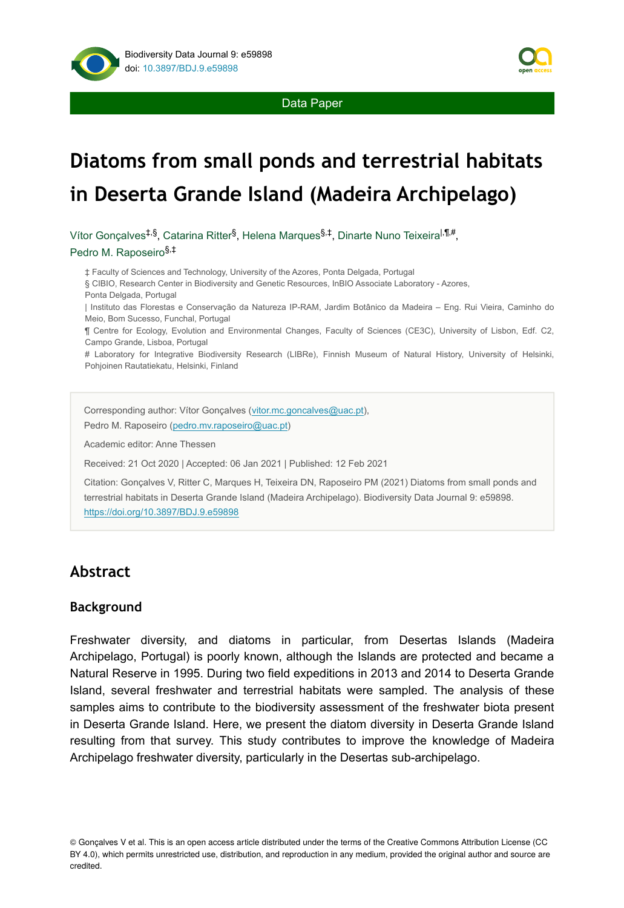Data Paper

# Diatoms from small ponds and terrestrial habitats in Deserta Grande Island (Madeira Archipelago)

Vítor Gonçalves[‡,§], Catarina Ritter[§], Helena Marques[§,‡], Dinarte Nuno Teixeira[|,¶,#], Pedro M. Raposeiro[§,‡]

‡ Faculty of Sciences and Technology, University of the Azores, Ponta Delgada, Portugal
§ CIBIO, Research Center in Biodiversity and Genetic Resources, InBIO Associate Laboratory - Azores, Ponta Delgada, Portugal
| Instituto das Florestas e Conservação da Natureza IP-RAM, Jardim Botânico da Madeira – Eng. Rui Vieira, Caminho do Meio, Bom Sucesso, Funchal, Portugal
¶ Centre for Ecology, Evolution and Environmental Changes, Faculty of Sciences (CE3C), University of Lisbon, Edf. C2, Campo Grande, Lisboa, Portugal
# Laboratory for Integrative Biodiversity Research (LIBRe), Finnish Museum of Natural History, University of Helsinki, Pohjoinen Rautatiekatu, Helsinki, Finland

Corresponding author: Vítor Gonçalves (vitor.mc.goncalves@uac.pt), Pedro M. Raposeiro (pedro.mv.raposeiro@uac.pt)

Academic editor: Anne Thessen

Received: 21 Oct 2020 | Accepted: 06 Jan 2021 | Published: 12 Feb 2021

Citation: Gonçalves V, Ritter C, Marques H, Teixeira DN, Raposeiro PM (2021) Diatoms from small ponds and terrestrial habitats in Deserta Grande Island (Madeira Archipelago). Biodiversity Data Journal 9: e59898. https://doi.org/10.3897/BDJ.9.e59898

## Abstract

### Background

Freshwater diversity, and diatoms in particular, from Desertas Islands (Madeira Archipelago, Portugal) is poorly known, although the Islands are protected and became a Natural Reserve in 1995. During two field expeditions in 2013 and 2014 to Deserta Grande Island, several freshwater and terrestrial habitats were sampled. The analysis of these samples aims to contribute to the biodiversity assessment of the freshwater biota present in Deserta Grande Island. Here, we present the diatom diversity in Deserta Grande Island resulting from that survey. This study contributes to improve the knowledge of Madeira Archipelago freshwater diversity, particularly in the Desertas sub-archipelago.

© Gonçalves V et al. This is an open access article distributed under the terms of the Creative Commons Attribution License (CC BY 4.0), which permits unrestricted use, distribution, and reproduction in any medium, provided the original author and source are credited.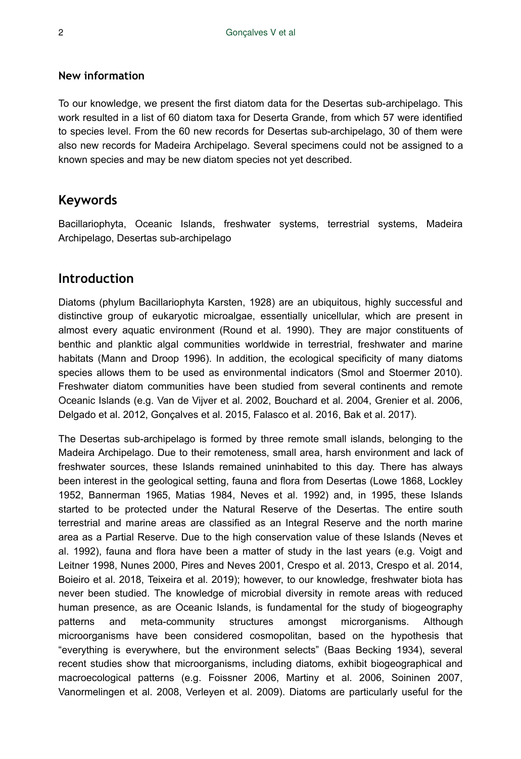**New information**

To our knowledge, we present the first diatom data for the Desertas sub-archipelago. This work resulted in a list of 60 diatom taxa for Deserta Grande, from which 57 were identified to species level. From the 60 new records for Desertas sub-archipelago, 30 of them were also new records for Madeira Archipelago. Several specimens could not be assigned to a known species and may be new diatom species not yet described.

## Keywords

Bacillariophyta, Oceanic Islands, freshwater systems, terrestrial systems, Madeira Archipelago, Desertas sub-archipelago

## Introduction

Diatoms (phylum Bacillariophyta Karsten, 1928) are an ubiquitous, highly successful and distinctive group of eukaryotic microalgae, essentially unicellular, which are present in almost every aquatic environment (Round et al. 1990). They are major constituents of benthic and planktic algal communities worldwide in terrestrial, freshwater and marine habitats (Mann and Droop 1996). In addition, the ecological specificity of many diatoms species allows them to be used as environmental indicators (Smol and Stoermer 2010). Freshwater diatom communities have been studied from several continents and remote Oceanic Islands (e.g. Van de Vijver et al. 2002, Bouchard et al. 2004, Grenier et al. 2006, Delgado et al. 2012, Gonçalves et al. 2015, Falasco et al. 2016, Bak et al. 2017).

The Desertas sub-archipelago is formed by three remote small islands, belonging to the Madeira Archipelago. Due to their remoteness, small area, harsh environment and lack of freshwater sources, these Islands remained uninhabited to this day. There has always been interest in the geological setting, fauna and flora from Desertas (Lowe 1868, Lockley 1952, Bannerman 1965, Matias 1984, Neves et al. 1992) and, in 1995, these Islands started to be protected under the Natural Reserve of the Desertas. The entire south terrestrial and marine areas are classified as an Integral Reserve and the north marine area as a Partial Reserve. Due to the high conservation value of these Islands (Neves et al. 1992), fauna and flora have been a matter of study in the last years (e.g. Voigt and Leitner 1998, Nunes 2000, Pires and Neves 2001, Crespo et al. 2013, Crespo et al. 2014, Boieiro et al. 2018, Teixeira et al. 2019); however, to our knowledge, freshwater biota has never been studied. The knowledge of microbial diversity in remote areas with reduced human presence, as are Oceanic Islands, is fundamental for the study of biogeography patterns and meta-community structures amongst microrganisms. Although microorganisms have been considered cosmopolitan, based on the hypothesis that "everything is everywhere, but the environment selects" (Baas Becking 1934), several recent studies show that microorganisms, including diatoms, exhibit biogeographical and macroecological patterns (e.g. Foissner 2006, Martiny et al. 2006, Soininen 2007, Vanormelingen et al. 2008, Verleyen et al. 2009). Diatoms are particularly useful for the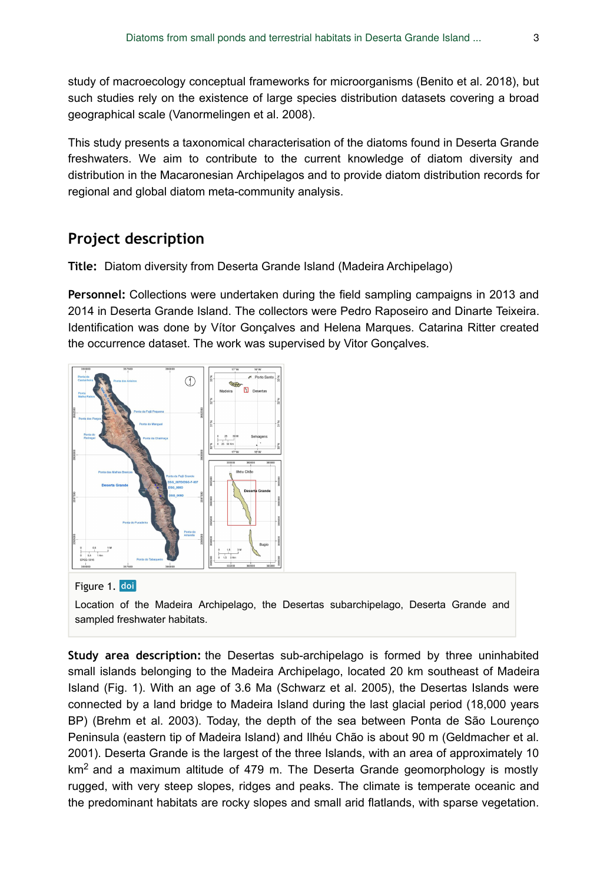study of macroecology conceptual frameworks for microorganisms (Benito et al. 2018), but such studies rely on the existence of large species distribution datasets covering a broad geographical scale (Vanormelingen et al. 2008).

This study presents a taxonomical characterisation of the diatoms found in Deserta Grande freshwaters. We aim to contribute to the current knowledge of diatom diversity and distribution in the Macaronesian Archipelagos and to provide diatom distribution records for regional and global diatom meta-community analysis.

## Project description

**Title:** Diatom diversity from Deserta Grande Island (Madeira Archipelago)

**Personnel:** Collections were undertaken during the field sampling campaigns in 2013 and 2014 in Deserta Grande Island. The collectors were Pedro Raposeiro and Dinarte Teixeira. Identification was done by Vítor Gonçalves and Helena Marques. Catarina Ritter created the occurrence dataset. The work was supervised by Vitor Gonçalves.

Figure 1. doi

Location of the Madeira Archipelago, the Desertas subarchipelago, Deserta Grande and sampled freshwater habitats.

**Study area description:** the Desertas sub-archipelago is formed by three uninhabited small islands belonging to the Madeira Archipelago, located 20 km southeast of Madeira Island (Fig. 1). With an age of 3.6 Ma (Schwarz et al. 2005), the Desertas Islands were connected by a land bridge to Madeira Island during the last glacial period (18,000 years BP) (Brehm et al. 2003). Today, the depth of the sea between Ponta de São Lourenço Peninsula (eastern tip of Madeira Island) and Ilhéu Chão is about 90 m (Geldmacher et al. 2001). Deserta Grande is the largest of the three Islands, with an area of approximately 10 $km^2$ and a maximum altitude of 479 m. The Deserta Grande geomorphology is mostly rugged, with very steep slopes, ridges and peaks. The climate is temperate oceanic and the predominant habitats are rocky slopes and small arid flatlands, with sparse vegetation.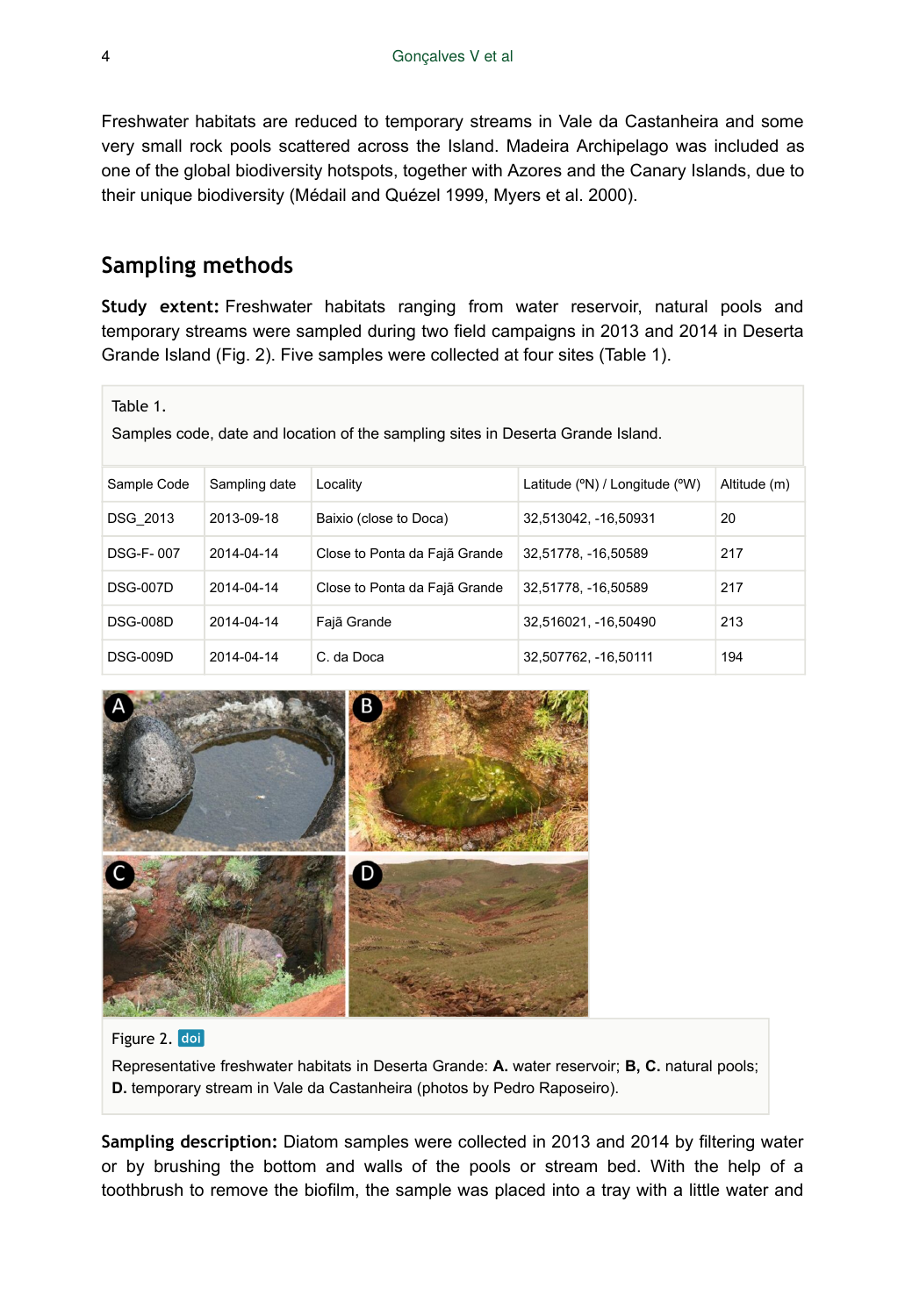Freshwater habitats are reduced to temporary streams in Vale da Castanheira and some very small rock pools scattered across the Island. Madeira Archipelago was included as one of the global biodiversity hotspots, together with Azores and the Canary Islands, due to their unique biodiversity (Médail and Quézel 1999, Myers et al. 2000).

## Sampling methods

**Study extent:** Freshwater habitats ranging from water reservoir, natural pools and temporary streams were sampled during two field campaigns in 2013 and 2014 in Deserta Grande Island (Fig. 2). Five samples were collected at four sites (Table 1).

Table 1.

Samples code, date and location of the sampling sites in Deserta Grande Island.

| Sample Code | Sampling date | Locality | Latitude (ºN) / Longitude (ºW) | Altitude (m) |
|---|---|---|---|---|
| DSG_2013 | 2013-09-18 | Baixio (close to Doca) | 32,513042, -16,50931 | 20 |
| DSG-F- 007 | 2014-04-14 | Close to Ponta da Fajã Grande | 32,51778, -16,50589 | 217 |
| DSG-007D | 2014-04-14 | Close to Ponta da Fajã Grande | 32,51778, -16,50589 | 217 |
| DSG-008D | 2014-04-14 | Fajã Grande | 32,516021, -16,50490 | 213 |
| DSG-009D | 2014-04-14 | C. da Doca | 32,507762, -16,50111 | 194 |

Figure 2. doi

Representative freshwater habitats in Deserta Grande: **A.** water reservoir; **B, C.** natural pools; **D.** temporary stream in Vale da Castanheira (photos by Pedro Raposeiro).

**Sampling description:** Diatom samples were collected in 2013 and 2014 by filtering water or by brushing the bottom and walls of the pools or stream bed. With the help of a toothbrush to remove the biofilm, the sample was placed into a tray with a little water and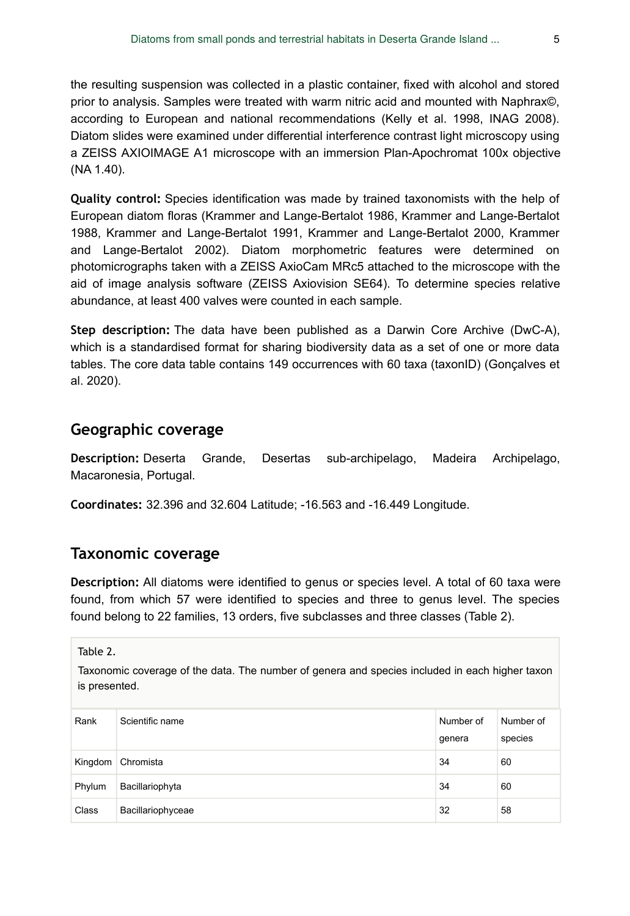the resulting suspension was collected in a plastic container, fixed with alcohol and stored prior to analysis. Samples were treated with warm nitric acid and mounted with Naphrax©, according to European and national recommendations (Kelly et al. 1998, INAG 2008). Diatom slides were examined under differential interference contrast light microscopy using a ZEISS AXIOIMAGE A1 microscope with an immersion Plan-Apochromat 100x objective (NA 1.40).

**Quality control:** Species identification was made by trained taxonomists with the help of European diatom floras (Krammer and Lange-Bertalot 1986, Krammer and Lange-Bertalot 1988, Krammer and Lange-Bertalot 1991, Krammer and Lange-Bertalot 2000, Krammer and Lange-Bertalot 2002). Diatom morphometric features were determined on photomicrographs taken with a ZEISS AxioCam MRc5 attached to the microscope with the aid of image analysis software (ZEISS Axiovision SE64). To determine species relative abundance, at least 400 valves were counted in each sample.

**Step description:** The data have been published as a Darwin Core Archive (DwC-A), which is a standardised format for sharing biodiversity data as a set of one or more data tables. The core data table contains 149 occurrences with 60 taxa (taxonID) (Gonçalves et al. 2020).

## Geographic coverage

**Description:** Deserta Grande, Desertas sub-archipelago, Madeira Archipelago, Macaronesia, Portugal.

**Coordinates:** 32.396 and 32.604 Latitude; -16.563 and -16.449 Longitude.

## Taxonomic coverage

**Description:** All diatoms were identified to genus or species level. A total of 60 taxa were found, from which 57 were identified to species and three to genus level. The species found belong to 22 families, 13 orders, five subclasses and three classes (Table 2).

Table 2.

Taxonomic coverage of the data. The number of genera and species included in each higher taxon is presented.

| Rank | Scientific name | Number of genera | Number of species |
|---|---|---|---|
| Kingdom | Chromista | 34 | 60 |
| Phylum | Bacillariophyta | 34 | 60 |
| Class | Bacillariophyceae | 32 | 58 |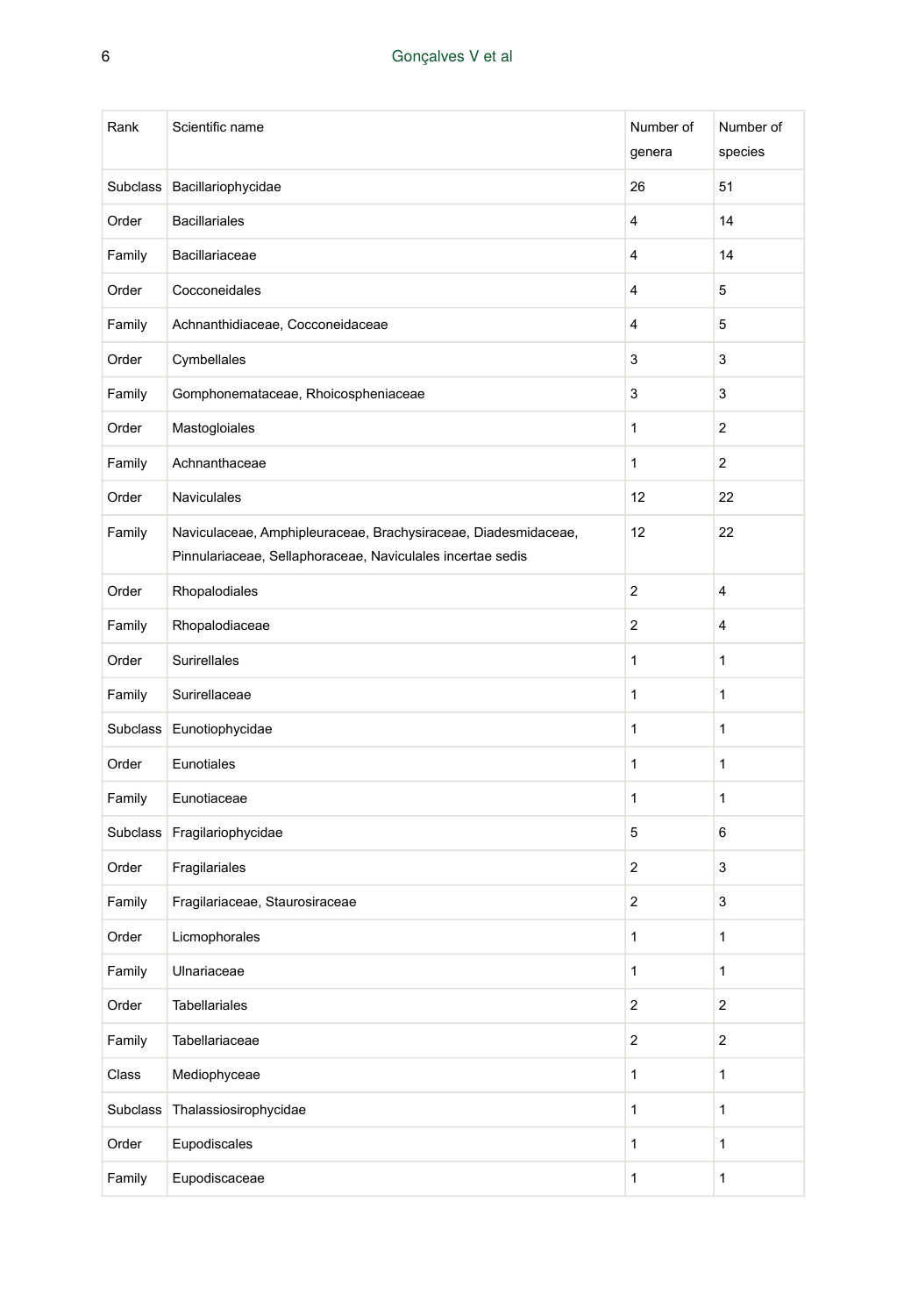| Rank | Scientific name | Number of genera | Number of species |
| --- | --- | --- | --- |
| Subclass | Bacillariophycidae | 26 | 51 |
| Order | Bacillariales | 4 | 14 |
| Family | Bacillariaceae | 4 | 14 |
| Order | Cocconeidales | 4 | 5 |
| Family | Achnanthidiaceae, Cocconeidaceae | 4 | 5 |
| Order | Cymbellales | 3 | 3 |
| Family | Gomphonemataceae, Rhoicospheniaceae | 3 | 3 |
| Order | Mastogloiales | 1 | 2 |
| Family | Achnanthaceae | 1 | 2 |
| Order | Naviculales | 12 | 22 |
| Family | Naviculaceae, Amphipleuraceae, Brachysiraceae, Diadesmidaceae, Pinnulariaceae, Sellaphoraceae, Naviculales incertae sedis | 12 | 22 |
| Order | Rhopalodiales | 2 | 4 |
| Family | Rhopalodiaceae | 2 | 4 |
| Order | Surirellales | 1 | 1 |
| Family | Surirellaceae | 1 | 1 |
| Subclass | Eunotiophycidae | 1 | 1 |
| Order | Eunotiales | 1 | 1 |
| Family | Eunotiaceae | 1 | 1 |
| Subclass | Fragilariophycidae | 5 | 6 |
| Order | Fragilariales | 2 | 3 |
| Family | Fragilariaceae, Staurosiraceae | 2 | 3 |
| Order | Licmophorales | 1 | 1 |
| Family | Ulnariaceae | 1 | 1 |
| Order | Tabellariales | 2 | 2 |
| Family | Tabellariaceae | 2 | 2 |
| Class | Mediophyceae | 1 | 1 |
| Subclass | Thalassiosirophycidae | 1 | 1 |
| Order | Eupodiscales | 1 | 1 |
| Family | Eupodiscaceae | 1 | 1 |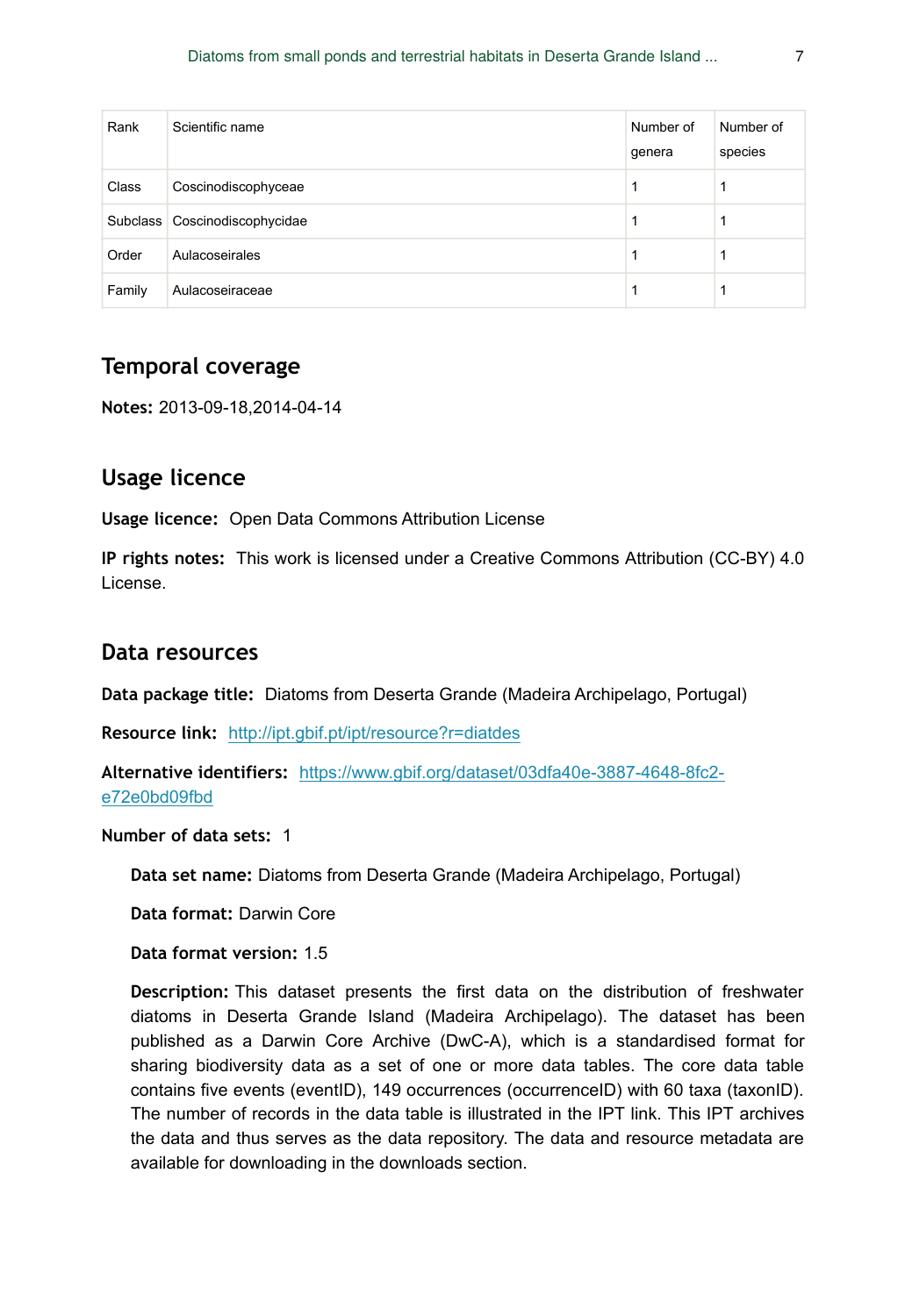| Rank | Scientific name | Number of genera | Number of species |
| --- | --- | --- | --- |
| Class | Coscinodiscophyceae | 1 | 1 |
| Subclass | Coscinodiscophycidae | 1 | 1 |
| Order | Aulacoseirales | 1 | 1 |
| Family | Aulacoseiraceae | 1 | 1 |

## Temporal coverage

**Notes:** 2013-09-18,2014-04-14

## Usage licence

**Usage licence:** Open Data Commons Attribution License

**IP rights notes:** This work is licensed under a Creative Commons Attribution (CC-BY) 4.0 License.

## Data resources

**Data package title:** Diatoms from Deserta Grande (Madeira Archipelago, Portugal)

**Resource link:** http://ipt.gbif.pt/ipt/resource?r=diatdes

**Alternative identifiers:** https://www.gbif.org/dataset/03dfa40e-3887-4648-8fc2-e72e0bd09fbd

**Number of data sets:** 1

**Data set name:** Diatoms from Deserta Grande (Madeira Archipelago, Portugal)

**Data format:** Darwin Core

**Data format version:** 1.5

**Description:** This dataset presents the first data on the distribution of freshwater diatoms in Deserta Grande Island (Madeira Archipelago). The dataset has been published as a Darwin Core Archive (DwC-A), which is a standardised format for sharing biodiversity data as a set of one or more data tables. The core data table contains five events (eventID), 149 occurrences (occurrenceID) with 60 taxa (taxonID). The number of records in the data table is illustrated in the IPT link. This IPT archives the data and thus serves as the data repository. The data and resource metadata are available for downloading in the downloads section.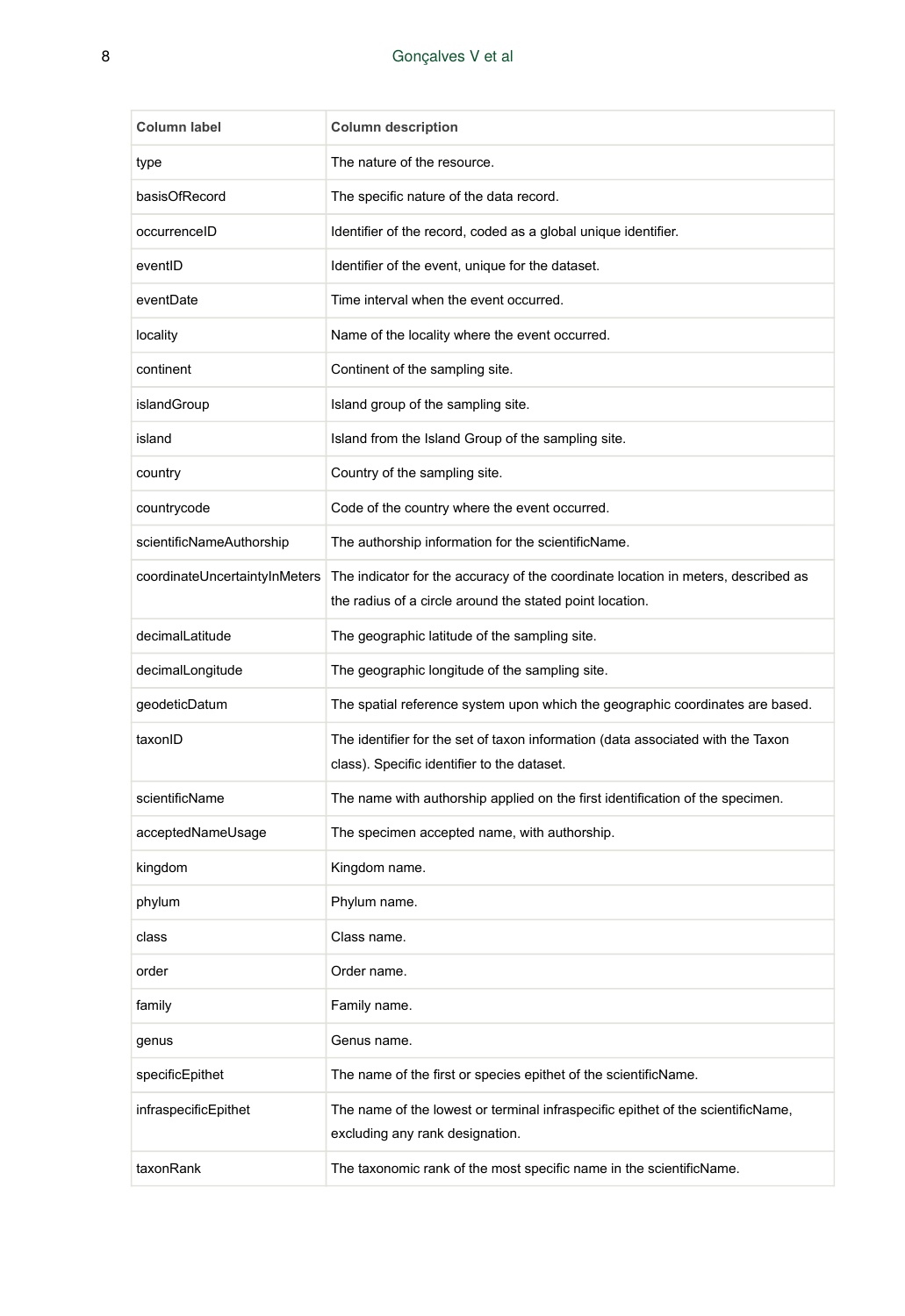| Column label | Column description |
| --- | --- |
| type | The nature of the resource. |
| basisOfRecord | The specific nature of the data record. |
| occurrenceID | Identifier of the record, coded as a global unique identifier. |
| eventID | Identifier of the event, unique for the dataset. |
| eventDate | Time interval when the event occurred. |
| locality | Name of the locality where the event occurred. |
| continent | Continent of the sampling site. |
| islandGroup | Island group of the sampling site. |
| island | Island from the Island Group of the sampling site. |
| country | Country of the sampling site. |
| countrycode | Code of the country where the event occurred. |
| scientificNameAuthorship | The authorship information for the scientificName. |
| coordinateUncertaintyInMeters | The indicator for the accuracy of the coordinate location in meters, described as the radius of a circle around the stated point location. |
| decimalLatitude | The geographic latitude of the sampling site. |
| decimalLongitude | The geographic longitude of the sampling site. |
| geodeticDatum | The spatial reference system upon which the geographic coordinates are based. |
| taxonID | The identifier for the set of taxon information (data associated with the Taxon class). Specific identifier to the dataset. |
| scientificName | The name with authorship applied on the first identification of the specimen. |
| acceptedNameUsage | The specimen accepted name, with authorship. |
| kingdom | Kingdom name. |
| phylum | Phylum name. |
| class | Class name. |
| order | Order name. |
| family | Family name. |
| genus | Genus name. |
| specificEpithet | The name of the first or species epithet of the scientificName. |
| infraspecificEpithet | The name of the lowest or terminal infraspecific epithet of the scientificName, excluding any rank designation. |
| taxonRank | The taxonomic rank of the most specific name in the scientificName. |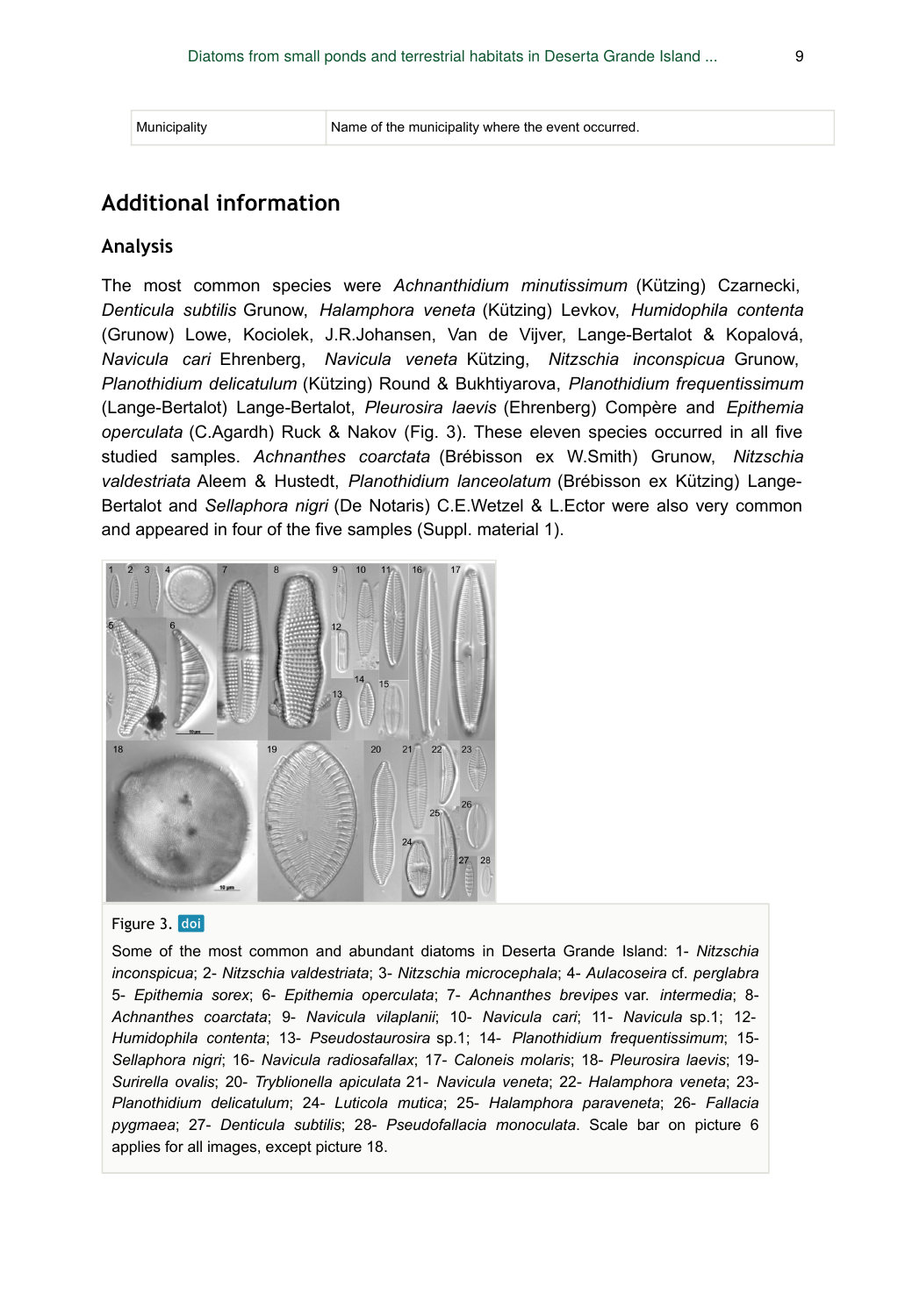| Municipality | Name of the municipality where the event occurred. |
| --- | --- |

## Additional information

### Analysis

The most common species were *Achnanthidium minutissimum* (Kützing) Czarnecki, *Denticula subtilis* Grunow, *Halamphora veneta* (Kützing) Levkov, *Humidophila contenta* (Grunow) Lowe, Kociolek, J.R.Johansen, Van de Vijver, Lange-Bertalot & Kopalová, *Navicula cari* Ehrenberg, *Navicula veneta* Kützing, *Nitzschia inconspicua* Grunow, *Planothidium delicatulum* (Kützing) Round & Bukhtiyarova, *Planothidium frequentissimum* (Lange-Bertalot) Lange-Bertalot, *Pleurosira laevis* (Ehrenberg) Compère and *Epithemia operculata* (C.Agardh) Ruck & Nakov (Fig. 3). These eleven species occurred in all five studied samples. *Achnanthes coarctata* (Brébisson ex W.Smith) Grunow, *Nitzschia valdestriata* Aleem & Hustedt, *Planothidium lanceolatum* (Brébisson ex Kützing) Lange-Bertalot and *Sellaphora nigri* (De Notaris) C.E.Wetzel & L.Ector were also very common and appeared in four of the five samples (Suppl. material 1).

Figure 3. doi

Some of the most common and abundant diatoms in Deserta Grande Island: 1- *Nitzschia inconspicua*; 2- *Nitzschia valdestriata*; 3- *Nitzschia microcephala*; 4- *Aulacoseira* cf. *perglabra* 5- *Epithemia sorex*; 6- *Epithemia operculata*; 7- *Achnanthes brevipes* var. *intermedia*; 8- *Achnanthes coarctata*; 9- *Navicula vilaplanii*; 10- *Navicula cari*; 11- *Navicula* sp.1; 12- *Humidophila contenta*; 13- *Pseudostaurosira* sp.1; 14- *Planothidium frequentissimum*; 15- *Sellaphora nigri*; 16- *Navicula radiosafallax*; 17- *Caloneis molaris*; 18- *Pleurosira laevis*; 19- *Surirella ovalis*; 20- *Tryblionella apiculata* 21- *Navicula veneta*; 22- *Halamphora veneta*; 23- *Planothidium delicatulum*; 24- *Luticola mutica*; 25- *Halamphora paraveneta*; 26- *Fallacia pygmaea*; 27- *Denticula subtilis*; 28- *Pseudofallacia monoculata*. Scale bar on picture 6 applies for all images, except picture 18.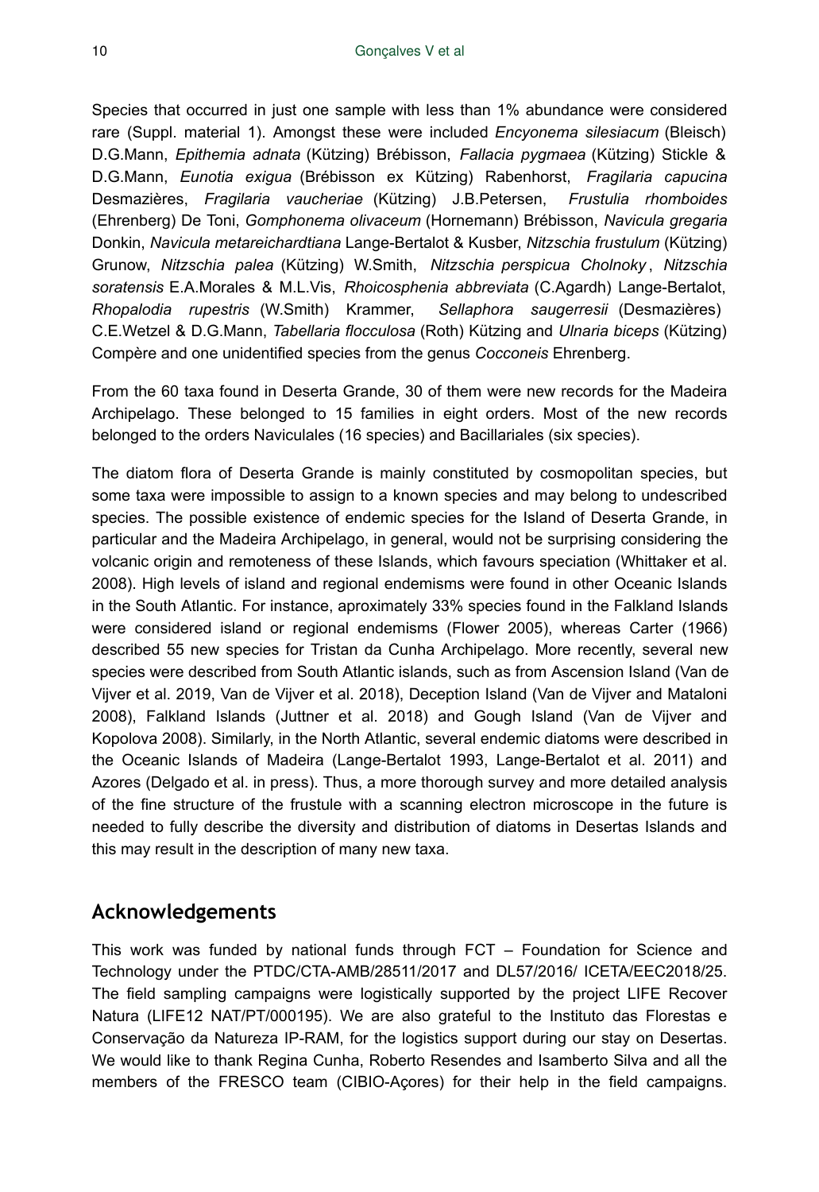Species that occurred in just one sample with less than 1% abundance were considered rare (Suppl. material 1). Amongst these were included *Encyonema silesiacum* (Bleisch) D.G.Mann, *Epithemia adnata* (Kützing) Brébisson, *Fallacia pygmaea* (Kützing) Stickle & D.G.Mann, *Eunotia exigua* (Brébisson ex Kützing) Rabenhorst, *Fragilaria capucina* Desmazières, *Fragilaria vaucheriae* (Kützing) J.B.Petersen, *Frustulia rhomboides* (Ehrenberg) De Toni, *Gomphonema olivaceum* (Hornemann) Brébisson, *Navicula gregaria* Donkin, *Navicula metareichardtiana* Lange-Bertalot & Kusber, *Nitzschia frustulum* (Kützing) Grunow, *Nitzschia palea* (Kützing) W.Smith, *Nitzschia perspicua Cholnoky*, *Nitzschia soratensis* E.A.Morales & M.L.Vis, *Rhoicosphenia abbreviata* (C.Agardh) Lange-Bertalot, *Rhopalodia rupestris* (W.Smith) Krammer, *Sellaphora saugerresii* (Desmazières) C.E.Wetzel & D.G.Mann, *Tabellaria flocculosa* (Roth) Kützing and *Ulnaria biceps* (Kützing) Compère and one unidentified species from the genus *Cocconeis* Ehrenberg.

From the 60 taxa found in Deserta Grande, 30 of them were new records for the Madeira Archipelago. These belonged to 15 families in eight orders. Most of the new records belonged to the orders Naviculales (16 species) and Bacillariales (six species).

The diatom flora of Deserta Grande is mainly constituted by cosmopolitan species, but some taxa were impossible to assign to a known species and may belong to undescribed species. The possible existence of endemic species for the Island of Deserta Grande, in particular and the Madeira Archipelago, in general, would not be surprising considering the volcanic origin and remoteness of these Islands, which favours speciation (Whittaker et al. 2008). High levels of island and regional endemisms were found in other Oceanic Islands in the South Atlantic. For instance, aproximately 33% species found in the Falkland Islands were considered island or regional endemisms (Flower 2005), whereas Carter (1966) described 55 new species for Tristan da Cunha Archipelago. More recently, several new species were described from South Atlantic islands, such as from Ascension Island (Van de Vijver et al. 2019, Van de Vijver et al. 2018), Deception Island (Van de Vijver and Mataloni 2008), Falkland Islands (Juttner et al. 2018) and Gough Island (Van de Vijver and Kopolova 2008). Similarly, in the North Atlantic, several endemic diatoms were described in the Oceanic Islands of Madeira (Lange-Bertalot 1993, Lange-Bertalot et al. 2011) and Azores (Delgado et al. in press). Thus, a more thorough survey and more detailed analysis of the fine structure of the frustule with a scanning electron microscope in the future is needed to fully describe the diversity and distribution of diatoms in Desertas Islands and this may result in the description of many new taxa.

## Acknowledgements

This work was funded by national funds through FCT – Foundation for Science and Technology under the PTDC/CTA-AMB/28511/2017 and DL57/2016/ ICETA/EEC2018/25. The field sampling campaigns were logistically supported by the project LIFE Recover Natura (LIFE12 NAT/PT/000195). We are also grateful to the Instituto das Florestas e Conservação da Natureza IP-RAM, for the logistics support during our stay on Desertas. We would like to thank Regina Cunha, Roberto Resendes and Isamberto Silva and all the members of the FRESCO team (CIBIO-Açores) for their help in the field campaigns.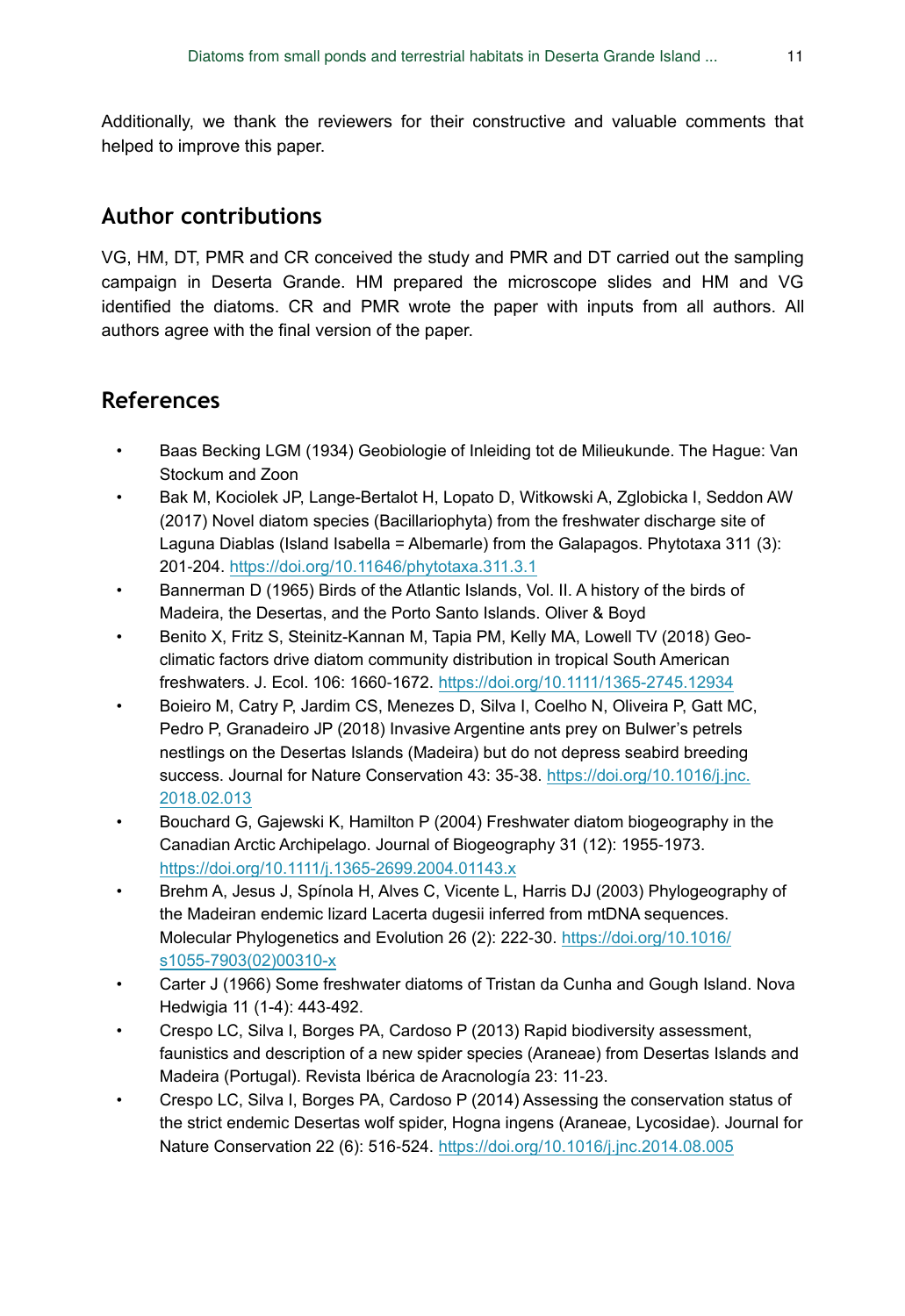Additionally, we thank the reviewers for their constructive and valuable comments that helped to improve this paper.

## Author contributions

VG, HM, DT, PMR and CR conceived the study and PMR and DT carried out the sampling campaign in Deserta Grande. HM prepared the microscope slides and HM and VG identified the diatoms. CR and PMR wrote the paper with inputs from all authors. All authors agree with the final version of the paper.

## References

- Baas Becking LGM (1934) Geobiologie of Inleiding tot de Milieukunde. The Hague: Van Stockum and Zoon
- Bak M, Kociolek JP, Lange-Bertalot H, Lopato D, Witkowski A, Zglobicka I, Seddon AW (2017) Novel diatom species (Bacillariophyta) from the freshwater discharge site of Laguna Diablas (Island Isabella = Albemarle) from the Galapagos. Phytotaxa 311 (3): 201-204. https://doi.org/10.11646/phytotaxa.311.3.1
- Bannerman D (1965) Birds of the Atlantic Islands, Vol. II. A history of the birds of Madeira, the Desertas, and the Porto Santo Islands. Oliver & Boyd
- Benito X, Fritz S, Steinitz-Kannan M, Tapia PM, Kelly MA, Lowell TV (2018) Geo-climatic factors drive diatom community distribution in tropical South American freshwaters. J. Ecol. 106: 1660-1672. https://doi.org/10.1111/1365-2745.12934
- Boieiro M, Catry P, Jardim CS, Menezes D, Silva I, Coelho N, Oliveira P, Gatt MC, Pedro P, Granadeiro JP (2018) Invasive Argentine ants prey on Bulwer's petrels nestlings on the Desertas Islands (Madeira) but do not depress seabird breeding success. Journal for Nature Conservation 43: 35-38. https://doi.org/10.1016/j.jnc.2018.02.013
- Bouchard G, Gajewski K, Hamilton P (2004) Freshwater diatom biogeography in the Canadian Arctic Archipelago. Journal of Biogeography 31 (12): 1955-1973. https://doi.org/10.1111/j.1365-2699.2004.01143.x
- Brehm A, Jesus J, Spínola H, Alves C, Vicente L, Harris DJ (2003) Phylogeography of the Madeiran endemic lizard Lacerta dugesii inferred from mtDNA sequences. Molecular Phylogenetics and Evolution 26 (2): 222-30. https://doi.org/10.1016/s1055-7903(02)00310-x
- Carter J (1966) Some freshwater diatoms of Tristan da Cunha and Gough Island. Nova Hedwigia 11 (1-4): 443-492.
- Crespo LC, Silva I, Borges PA, Cardoso P (2013) Rapid biodiversity assessment, faunistics and description of a new spider species (Araneae) from Desertas Islands and Madeira (Portugal). Revista Ibérica de Aracnología 23: 11-23.
- Crespo LC, Silva I, Borges PA, Cardoso P (2014) Assessing the conservation status of the strict endemic Desertas wolf spider, Hogna ingens (Araneae, Lycosidae). Journal for Nature Conservation 22 (6): 516-524. https://doi.org/10.1016/j.jnc.2014.08.005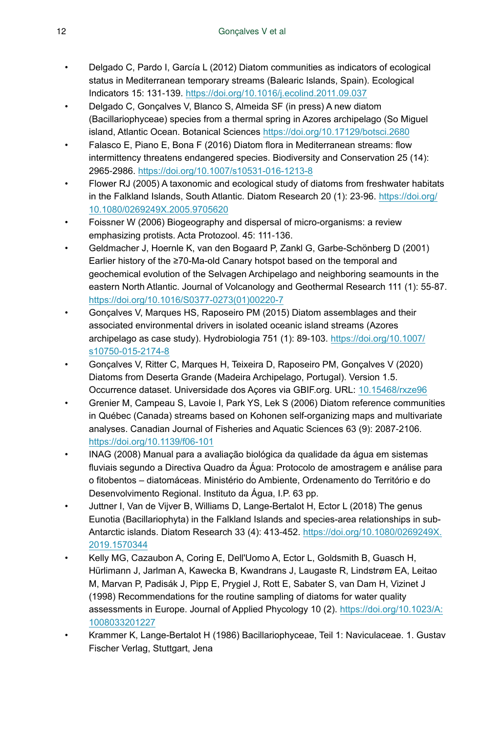- Delgado C, Pardo I, García L (2012) Diatom communities as indicators of ecological status in Mediterranean temporary streams (Balearic Islands, Spain). Ecological Indicators 15: 131-139. https://doi.org/10.1016/j.ecolind.2011.09.037
- Delgado C, Gonçalves V, Blanco S, Almeida SF (in press) A new diatom (Bacillariophyceae) species from a thermal spring in Azores archipelago (So Miguel island, Atlantic Ocean. Botanical Sciences https://doi.org/10.17129/botsci.2680
- Falasco E, Piano E, Bona F (2016) Diatom flora in Mediterranean streams: flow intermittency threatens endangered species. Biodiversity and Conservation 25 (14): 2965-2986. https://doi.org/10.1007/s10531-016-1213-8
- Flower RJ (2005) A taxonomic and ecological study of diatoms from freshwater habitats in the Falkland Islands, South Atlantic. Diatom Research 20 (1): 23-96. https://doi.org/10.1080/0269249X.2005.9705620
- Foissner W (2006) Biogeography and dispersal of micro-organisms: a review emphasizing protists. Acta Protozool. 45: 111-136.
- Geldmacher J, Hoernle K, van den Bogaard P, Zankl G, Garbe-Schönberg D (2001) Earlier history of the ≥70-Ma-old Canary hotspot based on the temporal and geochemical evolution of the Selvagen Archipelago and neighboring seamounts in the eastern North Atlantic. Journal of Volcanology and Geothermal Research 111 (1): 55-87. https://doi.org/10.1016/S0377-0273(01)00220-7
- Gonçalves V, Marques HS, Raposeiro PM (2015) Diatom assemblages and their associated environmental drivers in isolated oceanic island streams (Azores archipelago as case study). Hydrobiologia 751 (1): 89-103. https://doi.org/10.1007/s10750-015-2174-8
- Gonçalves V, Ritter C, Marques H, Teixeira D, Raposeiro PM, Gonçalves V (2020) Diatoms from Deserta Grande (Madeira Archipelago, Portugal). Version 1.5. Occurrence dataset. Universidade dos Açores via GBIF.org. URL: 10.15468/rxze96
- Grenier M, Campeau S, Lavoie I, Park YS, Lek S (2006) Diatom reference communities in Québec (Canada) streams based on Kohonen self-organizing maps and multivariate analyses. Canadian Journal of Fisheries and Aquatic Sciences 63 (9): 2087-2106. https://doi.org/10.1139/f06-101
- INAG (2008) Manual para a avaliação biológica da qualidade da água em sistemas fluviais segundo a Directiva Quadro da Água: Protocolo de amostragem e análise para o fitobentos – diatomáceas. Ministério do Ambiente, Ordenamento do Território e do Desenvolvimento Regional. Instituto da Água, I.P. 63 pp.
- Juttner I, Van de Vijver B, Williams D, Lange-Bertalot H, Ector L (2018) The genus Eunotia (Bacillariophyta) in the Falkland Islands and species-area relationships in sub-Antarctic islands. Diatom Research 33 (4): 413-452. https://doi.org/10.1080/0269249X.2019.1570344
- Kelly MG, Cazaubon A, Coring E, Dell'Uomo A, Ector L, Goldsmith B, Guasch H, Hürlimann J, Jarlman A, Kawecka B, Kwandrans J, Laugaste R, Lindstrøm EA, Leitao M, Marvan P, Padisák J, Pipp E, Prygiel J, Rott E, Sabater S, van Dam H, Vizinet J (1998) Recommendations for the routine sampling of diatoms for water quality assessments in Europe. Journal of Applied Phycology 10 (2). https://doi.org/10.1023/A:1008033201227
- Krammer K, Lange-Bertalot H (1986) Bacillariophyceae, Teil 1: Naviculaceae. 1. Gustav Fischer Verlag, Stuttgart, Jena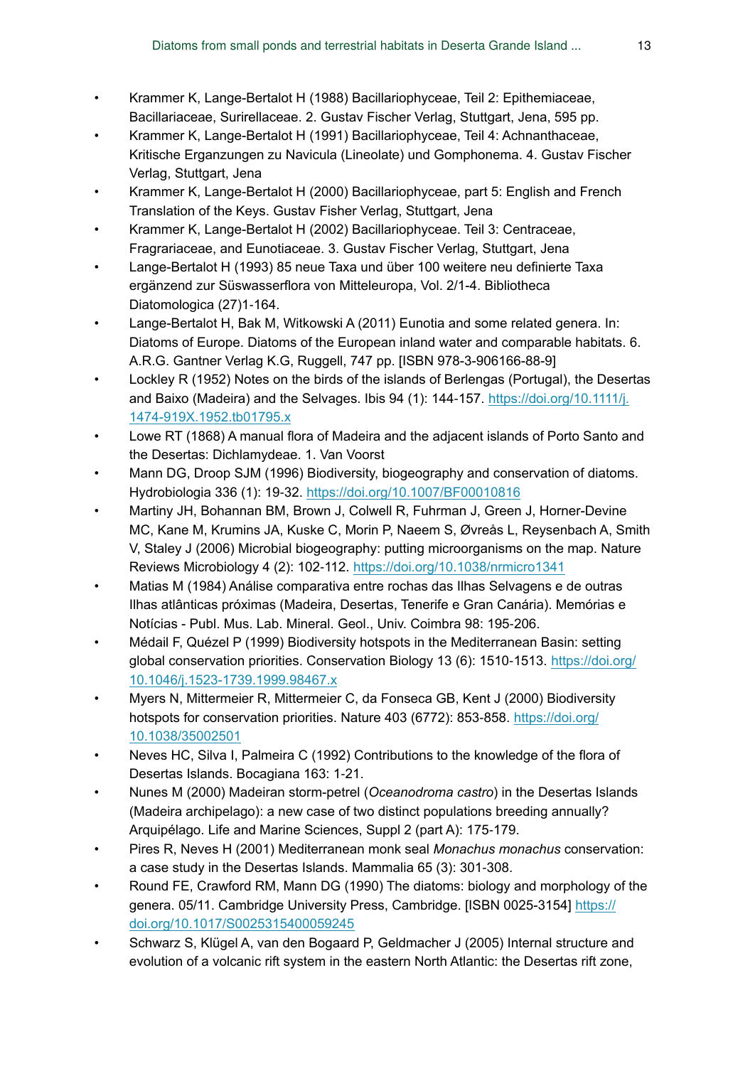- Krammer K, Lange-Bertalot H (1988) Bacillariophyceae, Teil 2: Epithemiaceae, Bacillariaceae, Surirellaceae. 2. Gustav Fischer Verlag, Stuttgart, Jena, 595 pp.
- Krammer K, Lange-Bertalot H (1991) Bacillariophyceae, Teil 4: Achnanthaceae, Kritische Erganzungen zu Navicula (Lineolate) und Gomphonema. 4. Gustav Fischer Verlag, Stuttgart, Jena
- Krammer K, Lange-Bertalot H (2000) Bacillariophyceae, part 5: English and French Translation of the Keys. Gustav Fisher Verlag, Stuttgart, Jena
- Krammer K, Lange-Bertalot H (2002) Bacillariophyceae. Teil 3: Centraceae, Fragrariaceae, and Eunotiaceae. 3. Gustav Fischer Verlag, Stuttgart, Jena
- Lange-Bertalot H (1993) 85 neue Taxa und über 100 weitere neu definierte Taxa ergänzend zur Süswasserflora von Mitteleuropa, Vol. 2/1-4. Bibliotheca Diatomologica (27)1-164.
- Lange-Bertalot H, Bak M, Witkowski A (2011) Eunotia and some related genera. In: Diatoms of Europe. Diatoms of the European inland water and comparable habitats. 6. A.R.G. Gantner Verlag K.G, Ruggell, 747 pp. [ISBN 978-3-906166-88-9]
- Lockley R (1952) Notes on the birds of the islands of Berlengas (Portugal), the Desertas and Baixo (Madeira) and the Selvages. Ibis 94 (1): 144-157. https://doi.org/10.1111/j.1474-919X.1952.tb01795.x
- Lowe RT (1868) A manual flora of Madeira and the adjacent islands of Porto Santo and the Desertas: Dichlamydeae. 1. Van Voorst
- Mann DG, Droop SJM (1996) Biodiversity, biogeography and conservation of diatoms. Hydrobiologia 336 (1): 19-32. https://doi.org/10.1007/BF00010816
- Martiny JH, Bohannan BM, Brown J, Colwell R, Fuhrman J, Green J, Horner-Devine MC, Kane M, Krumins JA, Kuske C, Morin P, Naeem S, Øvreås L, Reysenbach A, Smith V, Staley J (2006) Microbial biogeography: putting microorganisms on the map. Nature Reviews Microbiology 4 (2): 102-112. https://doi.org/10.1038/nrmicro1341
- Matias M (1984) Análise comparativa entre rochas das Ilhas Selvagens e de outras Ilhas atlânticas próximas (Madeira, Desertas, Tenerife e Gran Canária). Memórias e Notícias - Publ. Mus. Lab. Mineral. Geol., Univ. Coimbra 98: 195-206.
- Médail F, Quézel P (1999) Biodiversity hotspots in the Mediterranean Basin: setting global conservation priorities. Conservation Biology 13 (6): 1510-1513. https://doi.org/10.1046/j.1523-1739.1999.98467.x
- Myers N, Mittermeier R, Mittermeier C, da Fonseca GB, Kent J (2000) Biodiversity hotspots for conservation priorities. Nature 403 (6772): 853-858. https://doi.org/10.1038/35002501
- Neves HC, Silva I, Palmeira C (1992) Contributions to the knowledge of the flora of Desertas Islands. Bocagiana 163: 1-21.
- Nunes M (2000) Madeiran storm-petrel (*Oceanodroma castro*) in the Desertas Islands (Madeira archipelago): a new case of two distinct populations breeding annually? Arquipélago. Life and Marine Sciences, Suppl 2 (part A): 175-179.
- Pires R, Neves H (2001) Mediterranean monk seal *Monachus monachus* conservation: a case study in the Desertas Islands. Mammalia 65 (3): 301-308.
- Round FE, Crawford RM, Mann DG (1990) The diatoms: biology and morphology of the genera. 05/11. Cambridge University Press, Cambridge. [ISBN 0025-3154] https://doi.org/10.1017/S0025315400059245
- Schwarz S, Klügel A, van den Bogaard P, Geldmacher J (2005) Internal structure and evolution of a volcanic rift system in the eastern North Atlantic: the Desertas rift zone,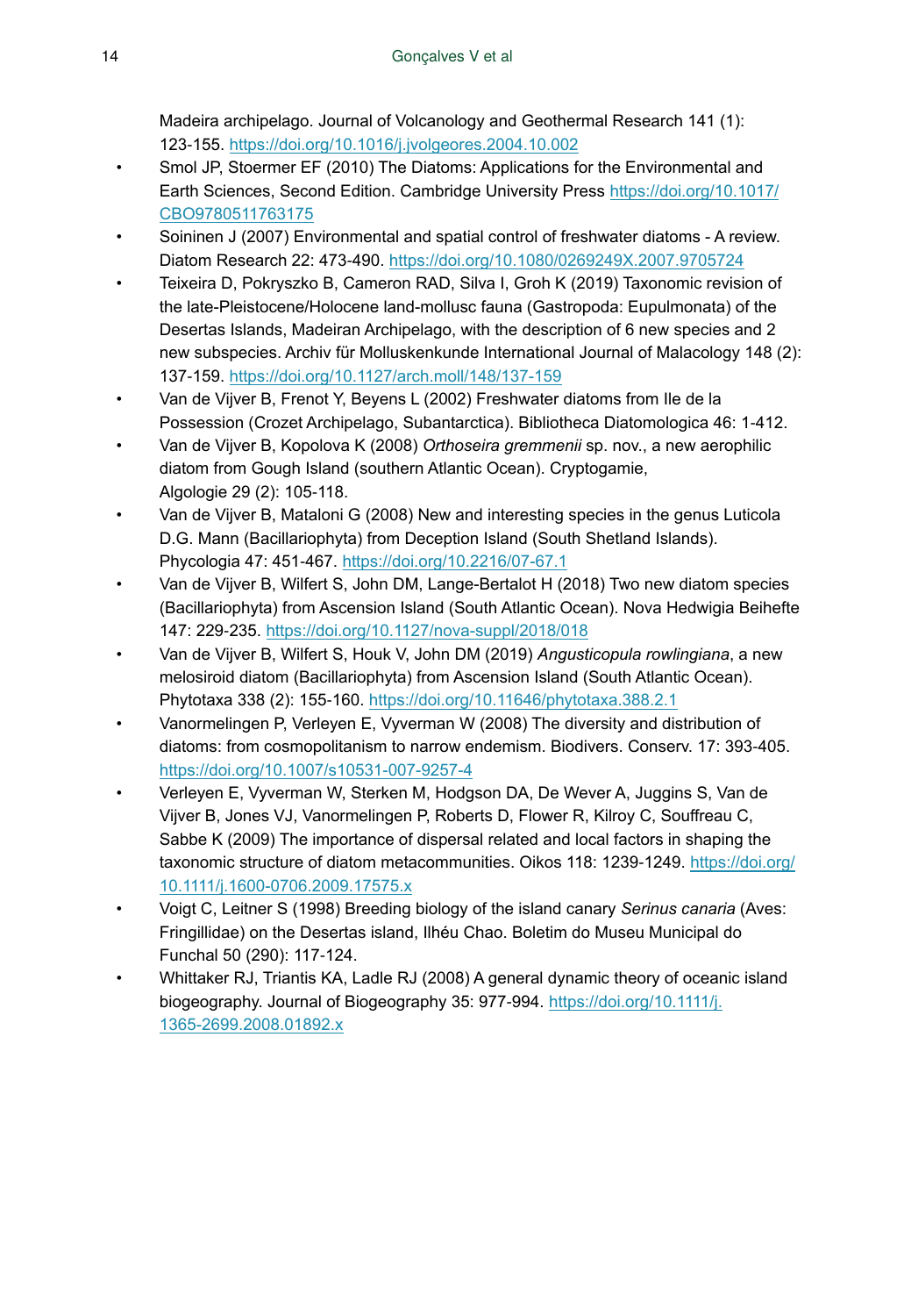Madeira archipelago. Journal of Volcanology and Geothermal Research 141 (1): 123-155. https://doi.org/10.1016/j.jvolgeores.2004.10.002

- Smol JP, Stoermer EF (2010) The Diatoms: Applications for the Environmental and Earth Sciences, Second Edition. Cambridge University Press https://doi.org/10.1017/CBO9780511763175
- Soininen J (2007) Environmental and spatial control of freshwater diatoms - A review. Diatom Research 22: 473-490. https://doi.org/10.1080/0269249X.2007.9705724
- Teixeira D, Pokryszko B, Cameron RAD, Silva I, Groh K (2019) Taxonomic revision of the late-Pleistocene/Holocene land-mollusc fauna (Gastropoda: Eupulmonata) of the Desertas Islands, Madeiran Archipelago, with the description of 6 new species and 2 new subspecies. Archiv für Molluskenkunde International Journal of Malacology 148 (2): 137-159. https://doi.org/10.1127/arch.moll/148/137-159
- Van de Vijver B, Frenot Y, Beyens L (2002) Freshwater diatoms from Ile de la Possession (Crozet Archipelago, Subantarctica). Bibliotheca Diatomologica 46: 1-412.
- Van de Vijver B, Kopolova K (2008) *Orthoseira gremmenii* sp. nov., a new aerophilic diatom from Gough Island (southern Atlantic Ocean). Cryptogamie, Algologie 29 (2): 105-118.
- Van de Vijver B, Mataloni G (2008) New and interesting species in the genus Luticola D.G. Mann (Bacillariophyta) from Deception Island (South Shetland Islands). Phycologia 47: 451-467. https://doi.org/10.2216/07-67.1
- Van de Vijver B, Wilfert S, John DM, Lange-Bertalot H (2018) Two new diatom species (Bacillariophyta) from Ascension Island (South Atlantic Ocean). Nova Hedwigia Beihefte 147: 229-235. https://doi.org/10.1127/nova-suppl/2018/018
- Van de Vijver B, Wilfert S, Houk V, John DM (2019) *Angusticopula rowlingiana*, a new melosiroid diatom (Bacillariophyta) from Ascension Island (South Atlantic Ocean). Phytotaxa 338 (2): 155-160. https://doi.org/10.11646/phytotaxa.388.2.1
- Vanormelingen P, Verleyen E, Vyverman W (2008) The diversity and distribution of diatoms: from cosmopolitanism to narrow endemism. Biodivers. Conserv. 17: 393-405. https://doi.org/10.1007/s10531-007-9257-4
- Verleyen E, Vyverman W, Sterken M, Hodgson DA, De Wever A, Juggins S, Van de Vijver B, Jones VJ, Vanormelingen P, Roberts D, Flower R, Kilroy C, Souffreau C, Sabbe K (2009) The importance of dispersal related and local factors in shaping the taxonomic structure of diatom metacommunities. Oikos 118: 1239-1249. https://doi.org/10.1111/j.1600-0706.2009.17575.x
- Voigt C, Leitner S (1998) Breeding biology of the island canary *Serinus canaria* (Aves: Fringillidae) on the Desertas island, Ilhéu Chao. Boletim do Museu Municipal do Funchal 50 (290): 117-124.
- Whittaker RJ, Triantis KA, Ladle RJ (2008) A general dynamic theory of oceanic island biogeography. Journal of Biogeography 35: 977-994. https://doi.org/10.1111/j.1365-2699.2008.01892.x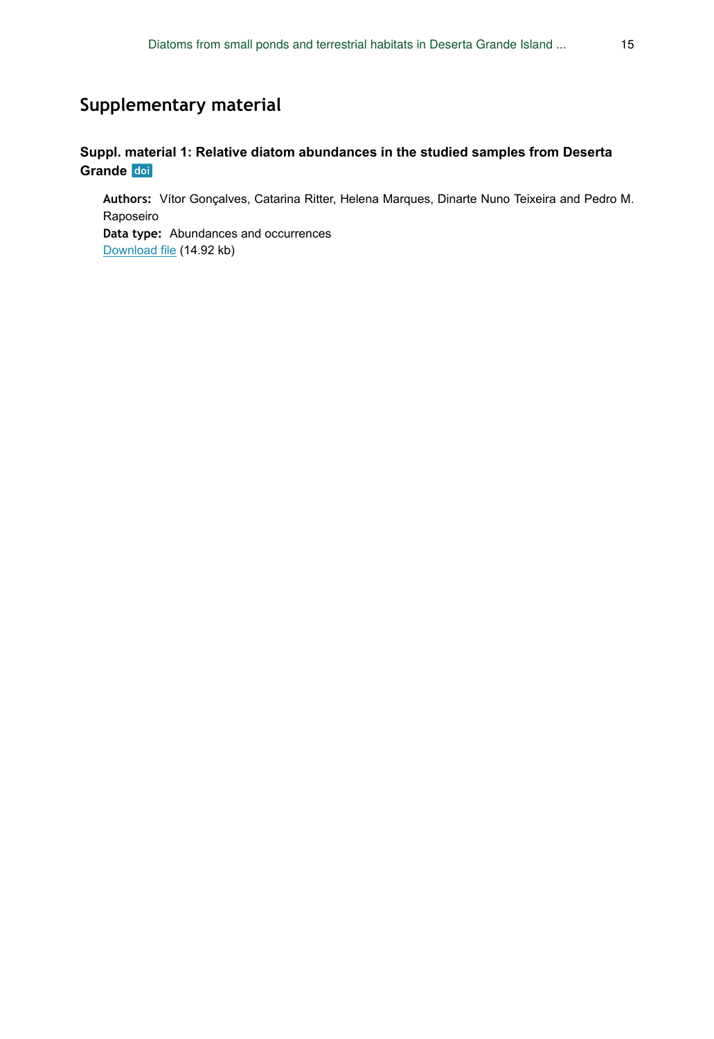## Supplementary material

### Suppl. material 1: Relative diatom abundances in the studied samples from Deserta Grande doi

**Authors:** Vítor Gonçalves, Catarina Ritter, Helena Marques, Dinarte Nuno Teixeira and Pedro M. Raposeiro
**Data type:** Abundances and occurrences
Download file (14.92 kb)